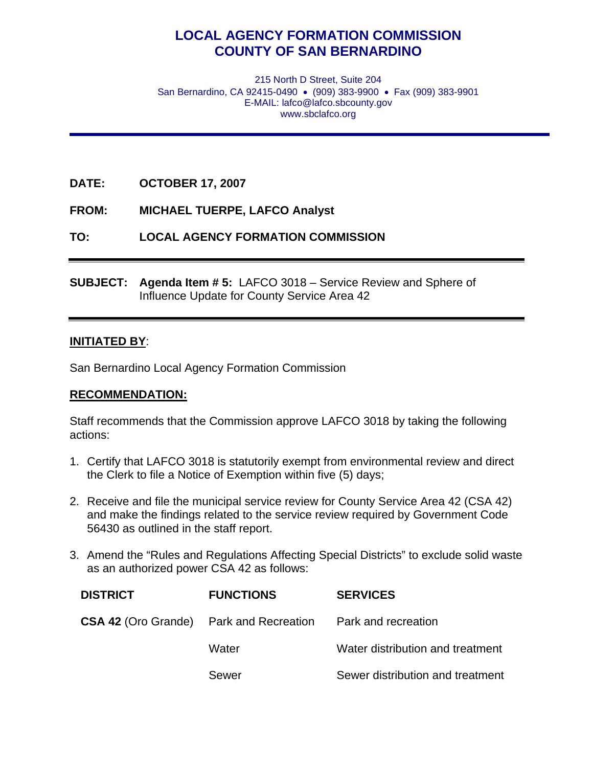# LOCAL AGENCY FORMATION COMMISSION
# COUNTY OF SAN BERNARDINO

215 North D Street, Suite 204
San Bernardino, CA 92415-0490 • (909) 383-9900 • Fax (909) 383-9901
E-MAIL: lafco@lafco.sbcounty.gov
www.sbclafco.org

---

**DATE:** **OCTOBER 17, 2007**

**FROM:** **MICHAEL TUERPE, LAFCO Analyst**

**TO:** **LOCAL AGENCY FORMATION COMMISSION**

---

**SUBJECT:** **Agenda Item # 5:** LAFCO 3018 – Service Review and Sphere of Influence Update for County Service Area 42

---

**INITIATED BY**:

San Bernardino Local Agency Formation Commission

**RECOMMENDATION:**

Staff recommends that the Commission approve LAFCO 3018 by taking the following actions:

1. Certify that LAFCO 3018 is statutorily exempt from environmental review and direct the Clerk to file a Notice of Exemption within five (5) days;

2. Receive and file the municipal service review for County Service Area 42 (CSA 42) and make the findings related to the service review required by Government Code 56430 as outlined in the staff report.

3. Amend the "Rules and Regulations Affecting Special Districts" to exclude solid waste as an authorized power CSA 42 as follows:

| DISTRICT | FUNCTIONS | SERVICES |
|---|---|---|
| **CSA 42** (Oro Grande) | Park and Recreation | Park and recreation |
| | Water | Water distribution and treatment |
| | Sewer | Sewer distribution and treatment |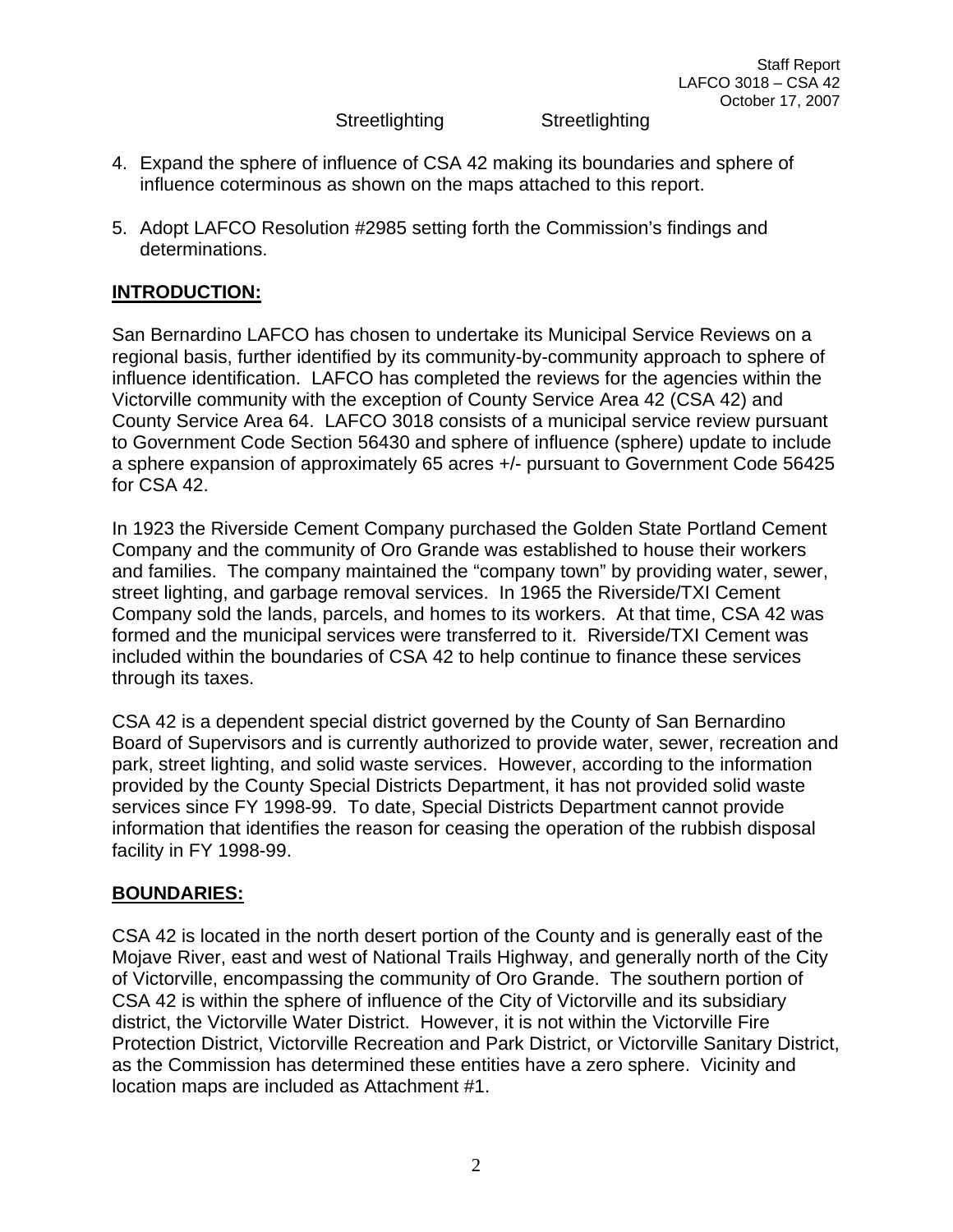Streetlighting Streetlighting

4. Expand the sphere of influence of CSA 42 making its boundaries and sphere of influence coterminous as shown on the maps attached to this report.

5. Adopt LAFCO Resolution #2985 setting forth the Commission's findings and determinations.

## INTRODUCTION:

San Bernardino LAFCO has chosen to undertake its Municipal Service Reviews on a regional basis, further identified by its community-by-community approach to sphere of influence identification. LAFCO has completed the reviews for the agencies within the Victorville community with the exception of County Service Area 42 (CSA 42) and County Service Area 64. LAFCO 3018 consists of a municipal service review pursuant to Government Code Section 56430 and sphere of influence (sphere) update to include a sphere expansion of approximately 65 acres +/- pursuant to Government Code 56425 for CSA 42.

In 1923 the Riverside Cement Company purchased the Golden State Portland Cement Company and the community of Oro Grande was established to house their workers and families. The company maintained the "company town" by providing water, sewer, street lighting, and garbage removal services. In 1965 the Riverside/TXI Cement Company sold the lands, parcels, and homes to its workers. At that time, CSA 42 was formed and the municipal services were transferred to it. Riverside/TXI Cement was included within the boundaries of CSA 42 to help continue to finance these services through its taxes.

CSA 42 is a dependent special district governed by the County of San Bernardino Board of Supervisors and is currently authorized to provide water, sewer, recreation and park, street lighting, and solid waste services. However, according to the information provided by the County Special Districts Department, it has not provided solid waste services since FY 1998-99. To date, Special Districts Department cannot provide information that identifies the reason for ceasing the operation of the rubbish disposal facility in FY 1998-99.

## BOUNDARIES:

CSA 42 is located in the north desert portion of the County and is generally east of the Mojave River, east and west of National Trails Highway, and generally north of the City of Victorville, encompassing the community of Oro Grande. The southern portion of CSA 42 is within the sphere of influence of the City of Victorville and its subsidiary district, the Victorville Water District. However, it is not within the Victorville Fire Protection District, Victorville Recreation and Park District, or Victorville Sanitary District, as the Commission has determined these entities have a zero sphere. Vicinity and location maps are included as Attachment #1.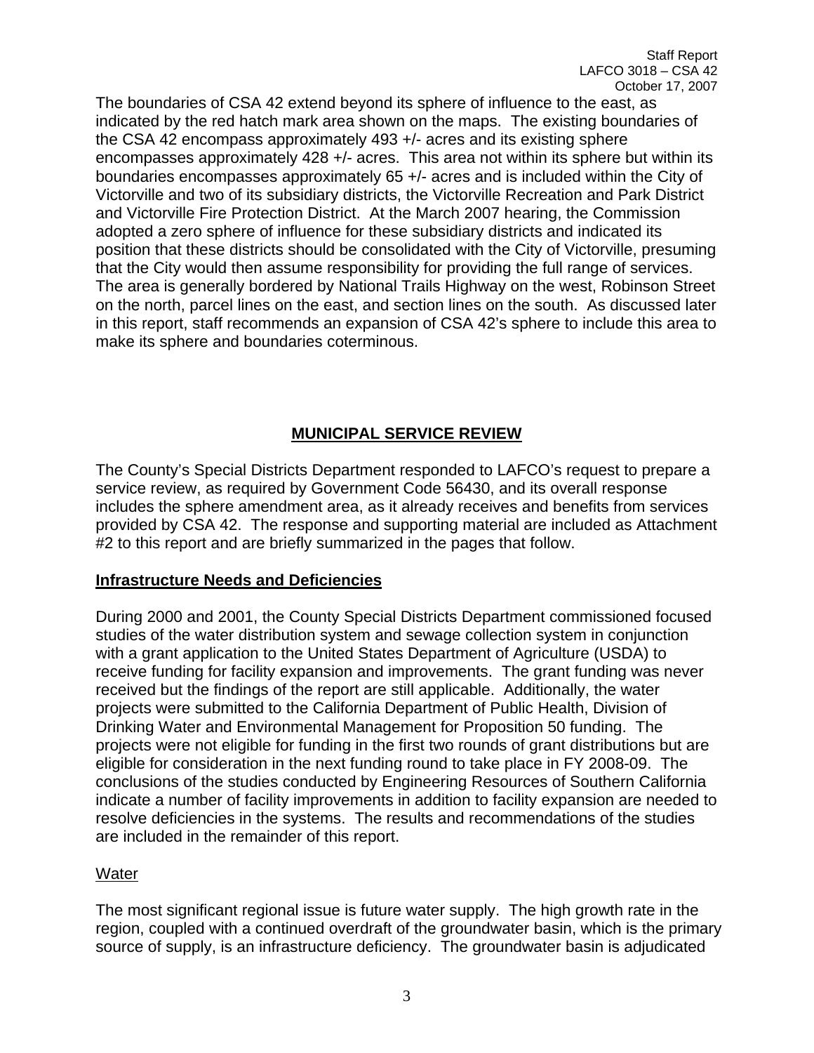The boundaries of CSA 42 extend beyond its sphere of influence to the east, as indicated by the red hatch mark area shown on the maps. The existing boundaries of the CSA 42 encompass approximately 493 +/- acres and its existing sphere encompasses approximately 428 +/- acres. This area not within its sphere but within its boundaries encompasses approximately 65 +/- acres and is included within the City of Victorville and two of its subsidiary districts, the Victorville Recreation and Park District and Victorville Fire Protection District. At the March 2007 hearing, the Commission adopted a zero sphere of influence for these subsidiary districts and indicated its position that these districts should be consolidated with the City of Victorville, presuming that the City would then assume responsibility for providing the full range of services. The area is generally bordered by National Trails Highway on the west, Robinson Street on the north, parcel lines on the east, and section lines on the south. As discussed later in this report, staff recommends an expansion of CSA 42's sphere to include this area to make its sphere and boundaries coterminous.

## MUNICIPAL SERVICE REVIEW

The County's Special Districts Department responded to LAFCO's request to prepare a service review, as required by Government Code 56430, and its overall response includes the sphere amendment area, as it already receives and benefits from services provided by CSA 42. The response and supporting material are included as Attachment #2 to this report and are briefly summarized in the pages that follow.

### Infrastructure Needs and Deficiencies

During 2000 and 2001, the County Special Districts Department commissioned focused studies of the water distribution system and sewage collection system in conjunction with a grant application to the United States Department of Agriculture (USDA) to receive funding for facility expansion and improvements. The grant funding was never received but the findings of the report are still applicable. Additionally, the water projects were submitted to the California Department of Public Health, Division of Drinking Water and Environmental Management for Proposition 50 funding. The projects were not eligible for funding in the first two rounds of grant distributions but are eligible for consideration in the next funding round to take place in FY 2008-09. The conclusions of the studies conducted by Engineering Resources of Southern California indicate a number of facility improvements in addition to facility expansion are needed to resolve deficiencies in the systems. The results and recommendations of the studies are included in the remainder of this report.

#### Water

The most significant regional issue is future water supply. The high growth rate in the region, coupled with a continued overdraft of the groundwater basin, which is the primary source of supply, is an infrastructure deficiency. The groundwater basin is adjudicated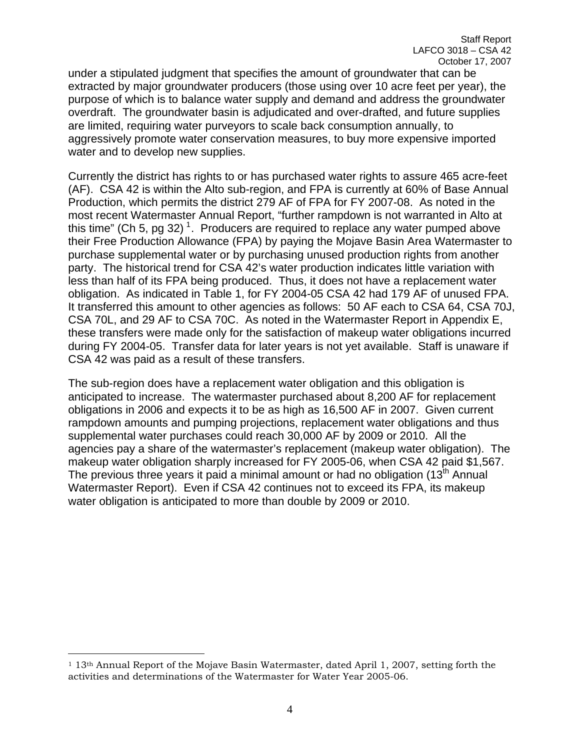under a stipulated judgment that specifies the amount of groundwater that can be extracted by major groundwater producers (those using over 10 acre feet per year), the purpose of which is to balance water supply and demand and address the groundwater overdraft. The groundwater basin is adjudicated and over-drafted, and future supplies are limited, requiring water purveyors to scale back consumption annually, to aggressively promote water conservation measures, to buy more expensive imported water and to develop new supplies.

Currently the district has rights to or has purchased water rights to assure 465 acre-feet (AF). CSA 42 is within the Alto sub-region, and FPA is currently at 60% of Base Annual Production, which permits the district 279 AF of FPA for FY 2007-08. As noted in the most recent Watermaster Annual Report, "further rampdown is not warranted in Alto at this time" (Ch 5, pg 32) [1]. Producers are required to replace any water pumped above their Free Production Allowance (FPA) by paying the Mojave Basin Area Watermaster to purchase supplemental water or by purchasing unused production rights from another party. The historical trend for CSA 42's water production indicates little variation with less than half of its FPA being produced. Thus, it does not have a replacement water obligation. As indicated in Table 1, for FY 2004-05 CSA 42 had 179 AF of unused FPA. It transferred this amount to other agencies as follows: 50 AF each to CSA 64, CSA 70J, CSA 70L, and 29 AF to CSA 70C. As noted in the Watermaster Report in Appendix E, these transfers were made only for the satisfaction of makeup water obligations incurred during FY 2004-05. Transfer data for later years is not yet available. Staff is unaware if CSA 42 was paid as a result of these transfers.

The sub-region does have a replacement water obligation and this obligation is anticipated to increase. The watermaster purchased about 8,200 AF for replacement obligations in 2006 and expects it to be as high as 16,500 AF in 2007. Given current rampdown amounts and pumping projections, replacement water obligations and thus supplemental water purchases could reach 30,000 AF by 2009 or 2010. All the agencies pay a share of the watermaster's replacement (makeup water obligation). The makeup water obligation sharply increased for FY 2005-06, when CSA 42 paid \$1,567. The previous three years it paid a minimal amount or had no obligation (13th Annual Watermaster Report). Even if CSA 42 continues not to exceed its FPA, its makeup water obligation is anticipated to more than double by 2009 or 2010.

---

[1] 13th Annual Report of the Mojave Basin Watermaster, dated April 1, 2007, setting forth the activities and determinations of the Watermaster for Water Year 2005-06.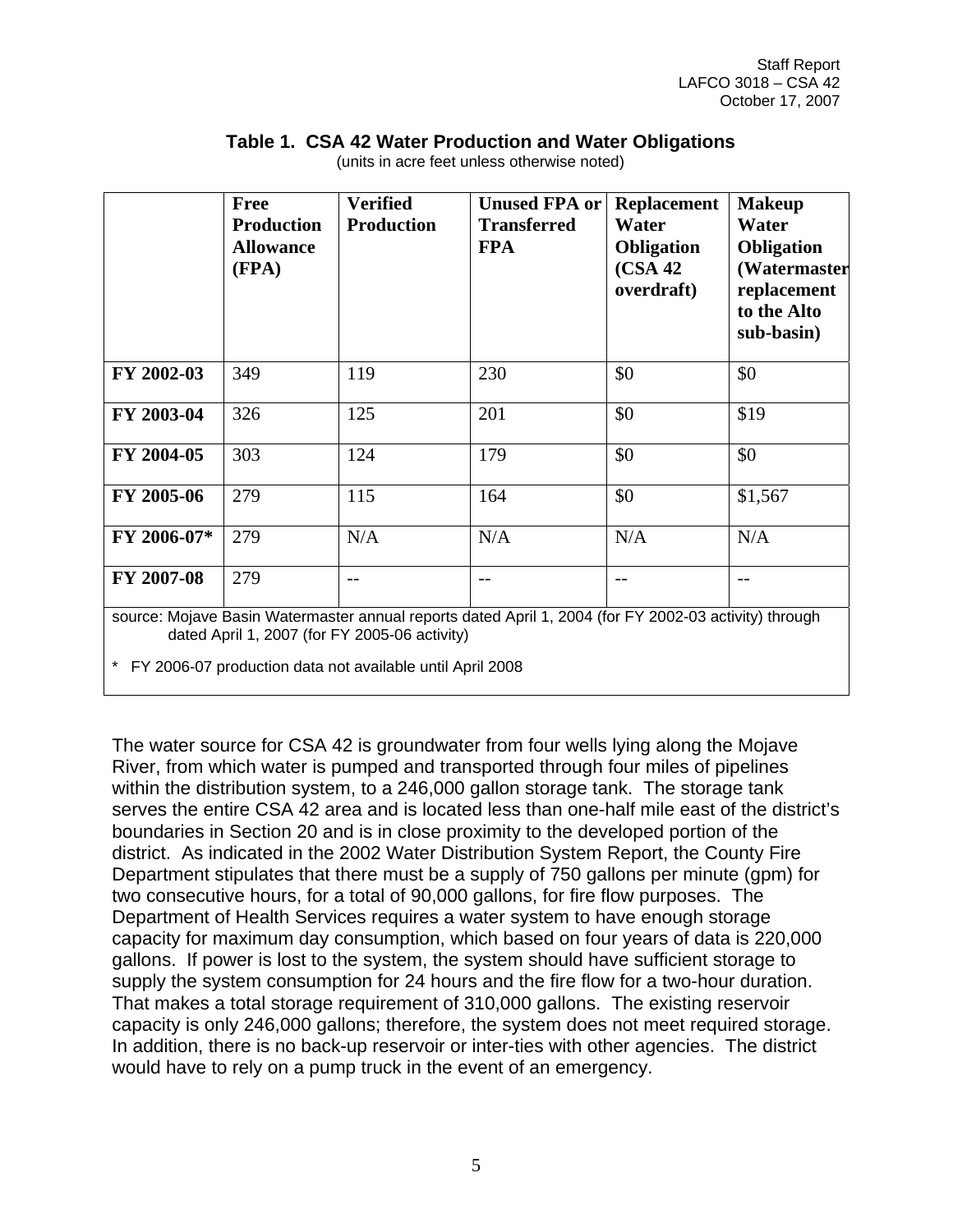**Table 1. CSA 42 Water Production and Water Obligations**

(units in acre feet unless otherwise noted)

| | Free Production Allowance (FPA) | Verified Production | Unused FPA or Transferred FPA | Replacement Water Obligation (CSA 42 overdraft) | Makeup Water Obligation (Watermaster replacement to the Alto sub-basin) |
|---|---|---|---|---|---|
| **FY 2002-03** | 349 | 119 | 230 | $0 | $0 |
| **FY 2003-04** | 326 | 125 | 201 | $0 | $19 |
| **FY 2004-05** | 303 | 124 | 179 | $0 | $0 |
| **FY 2005-06** | 279 | 115 | 164 | $0 | $1,567 |
| **FY 2006-07*** | 279 | N/A | N/A | N/A | N/A |
| **FY 2007-08** | 279 | -- | -- | -- | -- |

source: Mojave Basin Watermaster annual reports dated April 1, 2004 (for FY 2002-03 activity) through dated April 1, 2007 (for FY 2005-06 activity)

\* FY 2006-07 production data not available until April 2008

The water source for CSA 42 is groundwater from four wells lying along the Mojave River, from which water is pumped and transported through four miles of pipelines within the distribution system, to a 246,000 gallon storage tank. The storage tank serves the entire CSA 42 area and is located less than one-half mile east of the district's boundaries in Section 20 and is in close proximity to the developed portion of the district. As indicated in the 2002 Water Distribution System Report, the County Fire Department stipulates that there must be a supply of 750 gallons per minute (gpm) for two consecutive hours, for a total of 90,000 gallons, for fire flow purposes. The Department of Health Services requires a water system to have enough storage capacity for maximum day consumption, which based on four years of data is 220,000 gallons. If power is lost to the system, the system should have sufficient storage to supply the system consumption for 24 hours and the fire flow for a two-hour duration. That makes a total storage requirement of 310,000 gallons. The existing reservoir capacity is only 246,000 gallons; therefore, the system does not meet required storage. In addition, there is no back-up reservoir or inter-ties with other agencies. The district would have to rely on a pump truck in the event of an emergency.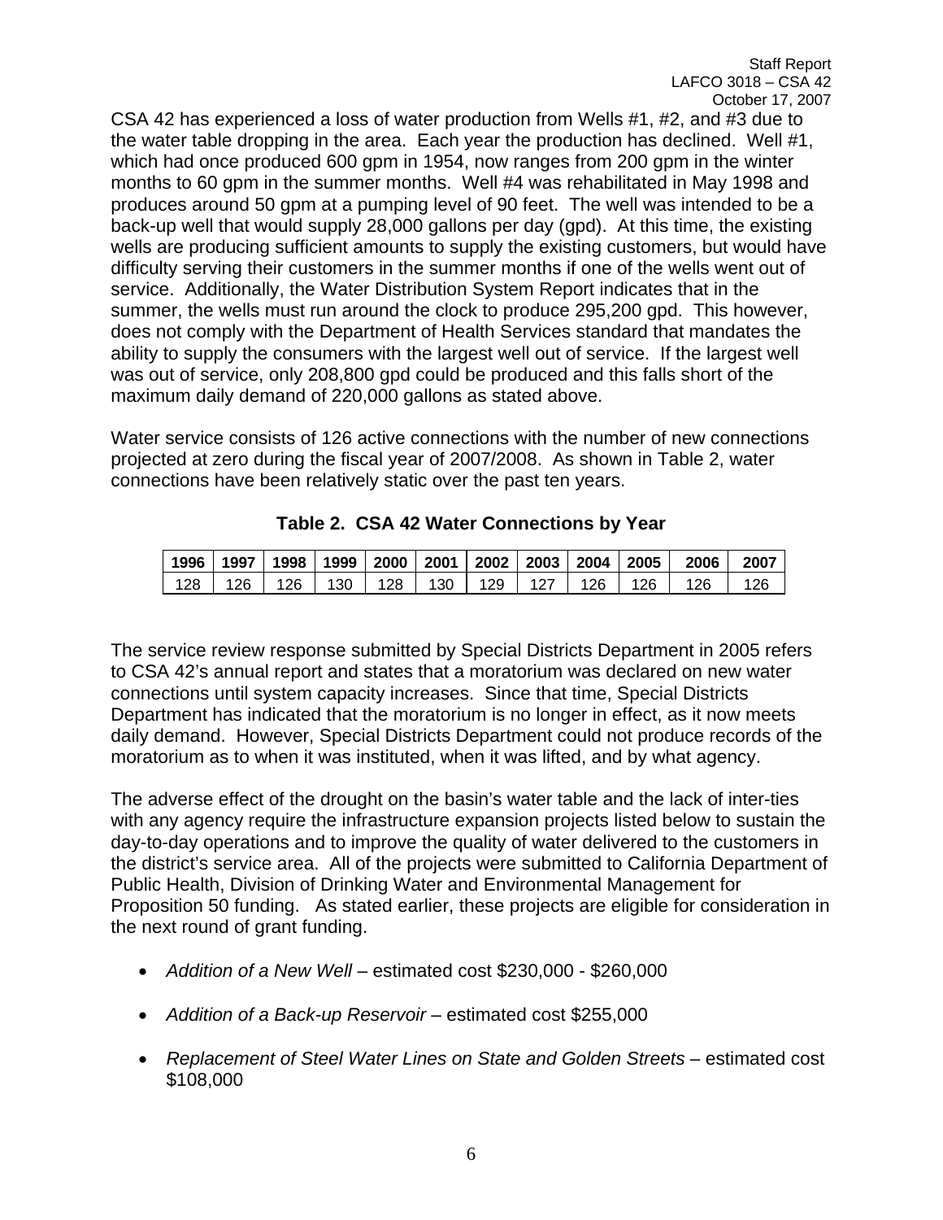CSA 42 has experienced a loss of water production from Wells #1, #2, and #3 due to the water table dropping in the area. Each year the production has declined. Well #1, which had once produced 600 gpm in 1954, now ranges from 200 gpm in the winter months to 60 gpm in the summer months. Well #4 was rehabilitated in May 1998 and produces around 50 gpm at a pumping level of 90 feet. The well was intended to be a back-up well that would supply 28,000 gallons per day (gpd). At this time, the existing wells are producing sufficient amounts to supply the existing customers, but would have difficulty serving their customers in the summer months if one of the wells went out of service. Additionally, the Water Distribution System Report indicates that in the summer, the wells must run around the clock to produce 295,200 gpd. This however, does not comply with the Department of Health Services standard that mandates the ability to supply the consumers with the largest well out of service. If the largest well was out of service, only 208,800 gpd could be produced and this falls short of the maximum daily demand of 220,000 gallons as stated above.

Water service consists of 126 active connections with the number of new connections projected at zero during the fiscal year of 2007/2008. As shown in Table 2, water connections have been relatively static over the past ten years.

**Table 2. CSA 42 Water Connections by Year**

| 1996 | 1997 | 1998 | 1999 | 2000 | 2001 | 2002 | 2003 | 2004 | 2005 | 2006 | 2007 |
|---|---|---|---|---|---|---|---|---|---|---|---|
| 128 | 126 | 126 | 130 | 128 | 130 | 129 | 127 | 126 | 126 | 126 | 126 |

The service review response submitted by Special Districts Department in 2005 refers to CSA 42's annual report and states that a moratorium was declared on new water connections until system capacity increases. Since that time, Special Districts Department has indicated that the moratorium is no longer in effect, as it now meets daily demand. However, Special Districts Department could not produce records of the moratorium as to when it was instituted, when it was lifted, and by what agency.

The adverse effect of the drought on the basin's water table and the lack of inter-ties with any agency require the infrastructure expansion projects listed below to sustain the day-to-day operations and to improve the quality of water delivered to the customers in the district's service area. All of the projects were submitted to California Department of Public Health, Division of Drinking Water and Environmental Management for Proposition 50 funding. As stated earlier, these projects are eligible for consideration in the next round of grant funding.

- *Addition of a New Well* – estimated cost $230,000 - $260,000
- *Addition of a Back-up Reservoir* – estimated cost $255,000
- *Replacement of Steel Water Lines on State and Golden Streets* – estimated cost $108,000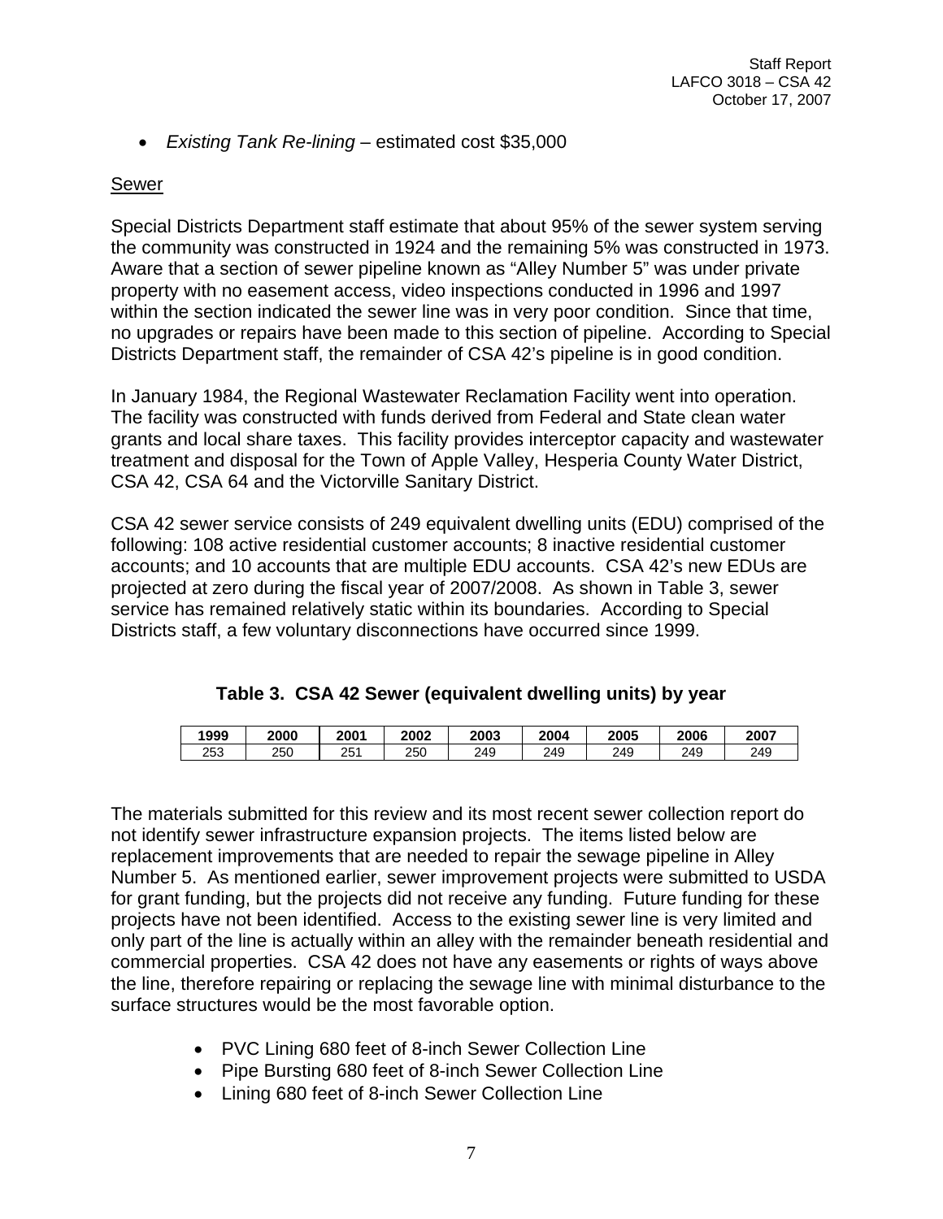- *Existing Tank Re-lining* – estimated cost $35,000

## Sewer

Special Districts Department staff estimate that about 95% of the sewer system serving the community was constructed in 1924 and the remaining 5% was constructed in 1973. Aware that a section of sewer pipeline known as "Alley Number 5" was under private property with no easement access, video inspections conducted in 1996 and 1997 within the section indicated the sewer line was in very poor condition. Since that time, no upgrades or repairs have been made to this section of pipeline. According to Special Districts Department staff, the remainder of CSA 42's pipeline is in good condition.

In January 1984, the Regional Wastewater Reclamation Facility went into operation. The facility was constructed with funds derived from Federal and State clean water grants and local share taxes. This facility provides interceptor capacity and wastewater treatment and disposal for the Town of Apple Valley, Hesperia County Water District, CSA 42, CSA 64 and the Victorville Sanitary District.

CSA 42 sewer service consists of 249 equivalent dwelling units (EDU) comprised of the following: 108 active residential customer accounts; 8 inactive residential customer accounts; and 10 accounts that are multiple EDU accounts. CSA 42's new EDUs are projected at zero during the fiscal year of 2007/2008. As shown in Table 3, sewer service has remained relatively static within its boundaries. According to Special Districts staff, a few voluntary disconnections have occurred since 1999.

**Table 3. CSA 42 Sewer (equivalent dwelling units) by year**

| 1999 | 2000 | 2001 | 2002 | 2003 | 2004 | 2005 | 2006 | 2007 |
|---|---|---|---|---|---|---|---|---|
| 253 | 250 | 251 | 250 | 249 | 249 | 249 | 249 | 249 |

The materials submitted for this review and its most recent sewer collection report do not identify sewer infrastructure expansion projects. The items listed below are replacement improvements that are needed to repair the sewage pipeline in Alley Number 5. As mentioned earlier, sewer improvement projects were submitted to USDA for grant funding, but the projects did not receive any funding. Future funding for these projects have not been identified. Access to the existing sewer line is very limited and only part of the line is actually within an alley with the remainder beneath residential and commercial properties. CSA 42 does not have any easements or rights of ways above the line, therefore repairing or replacing the sewage line with minimal disturbance to the surface structures would be the most favorable option.

- PVC Lining 680 feet of 8-inch Sewer Collection Line
- Pipe Bursting 680 feet of 8-inch Sewer Collection Line
- Lining 680 feet of 8-inch Sewer Collection Line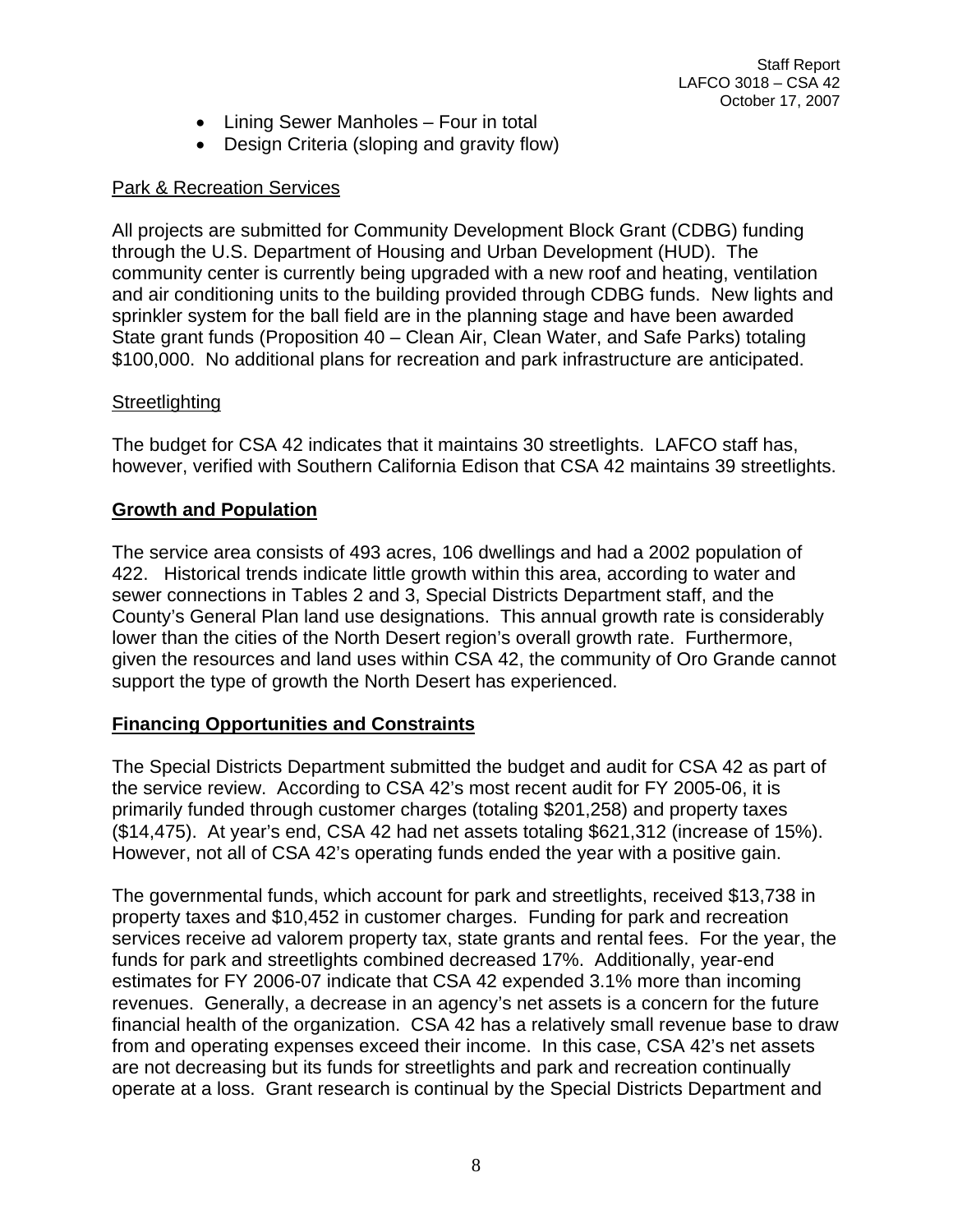- Lining Sewer Manholes – Four in total
- Design Criteria (sloping and gravity flow)

Park & Recreation Services

All projects are submitted for Community Development Block Grant (CDBG) funding through the U.S. Department of Housing and Urban Development (HUD). The community center is currently being upgraded with a new roof and heating, ventilation and air conditioning units to the building provided through CDBG funds. New lights and sprinkler system for the ball field are in the planning stage and have been awarded State grant funds (Proposition 40 – Clean Air, Clean Water, and Safe Parks) totaling $100,000. No additional plans for recreation and park infrastructure are anticipated.

Streetlighting

The budget for CSA 42 indicates that it maintains 30 streetlights. LAFCO staff has, however, verified with Southern California Edison that CSA 42 maintains 39 streetlights.

## Growth and Population

The service area consists of 493 acres, 106 dwellings and had a 2002 population of 422. Historical trends indicate little growth within this area, according to water and sewer connections in Tables 2 and 3, Special Districts Department staff, and the County's General Plan land use designations. This annual growth rate is considerably lower than the cities of the North Desert region's overall growth rate. Furthermore, given the resources and land uses within CSA 42, the community of Oro Grande cannot support the type of growth the North Desert has experienced.

## Financing Opportunities and Constraints

The Special Districts Department submitted the budget and audit for CSA 42 as part of the service review. According to CSA 42's most recent audit for FY 2005-06, it is primarily funded through customer charges (totaling $201,258) and property taxes ($14,475). At year's end, CSA 42 had net assets totaling $621,312 (increase of 15%). However, not all of CSA 42's operating funds ended the year with a positive gain.

The governmental funds, which account for park and streetlights, received $13,738 in property taxes and $10,452 in customer charges. Funding for park and recreation services receive ad valorem property tax, state grants and rental fees. For the year, the funds for park and streetlights combined decreased 17%. Additionally, year-end estimates for FY 2006-07 indicate that CSA 42 expended 3.1% more than incoming revenues. Generally, a decrease in an agency's net assets is a concern for the future financial health of the organization. CSA 42 has a relatively small revenue base to draw from and operating expenses exceed their income. In this case, CSA 42's net assets are not decreasing but its funds for streetlights and park and recreation continually operate at a loss. Grant research is continual by the Special Districts Department and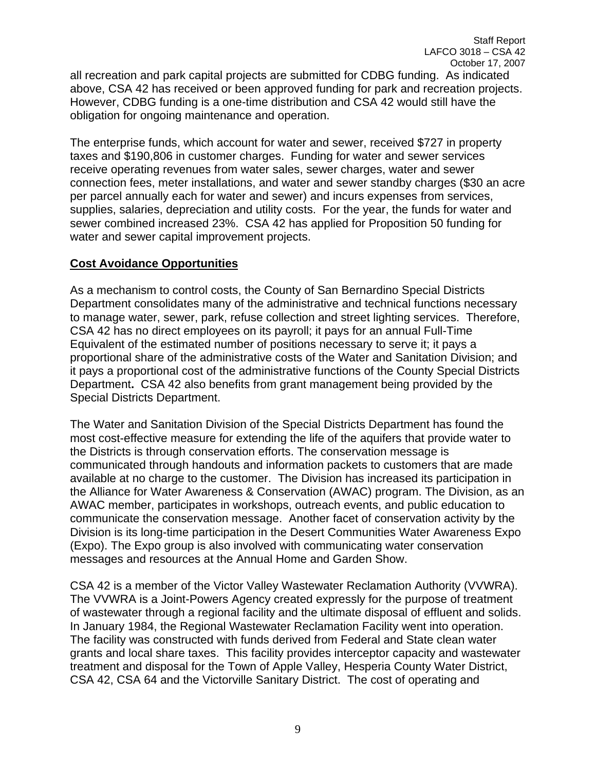all recreation and park capital projects are submitted for CDBG funding. As indicated above, CSA 42 has received or been approved funding for park and recreation projects. However, CDBG funding is a one-time distribution and CSA 42 would still have the obligation for ongoing maintenance and operation.

The enterprise funds, which account for water and sewer, received $727 in property taxes and $190,806 in customer charges. Funding for water and sewer services receive operating revenues from water sales, sewer charges, water and sewer connection fees, meter installations, and water and sewer standby charges ($30 an acre per parcel annually each for water and sewer) and incurs expenses from services, supplies, salaries, depreciation and utility costs. For the year, the funds for water and sewer combined increased 23%. CSA 42 has applied for Proposition 50 funding for water and sewer capital improvement projects.

**Cost Avoidance Opportunities**

As a mechanism to control costs, the County of San Bernardino Special Districts Department consolidates many of the administrative and technical functions necessary to manage water, sewer, park, refuse collection and street lighting services. Therefore, CSA 42 has no direct employees on its payroll; it pays for an annual Full-Time Equivalent of the estimated number of positions necessary to serve it; it pays a proportional share of the administrative costs of the Water and Sanitation Division; and it pays a proportional cost of the administrative functions of the County Special Districts Department**.** CSA 42 also benefits from grant management being provided by the Special Districts Department.

The Water and Sanitation Division of the Special Districts Department has found the most cost-effective measure for extending the life of the aquifers that provide water to the Districts is through conservation efforts. The conservation message is communicated through handouts and information packets to customers that are made available at no charge to the customer. The Division has increased its participation in the Alliance for Water Awareness & Conservation (AWAC) program. The Division, as an AWAC member, participates in workshops, outreach events, and public education to communicate the conservation message. Another facet of conservation activity by the Division is its long-time participation in the Desert Communities Water Awareness Expo (Expo). The Expo group is also involved with communicating water conservation messages and resources at the Annual Home and Garden Show.

CSA 42 is a member of the Victor Valley Wastewater Reclamation Authority (VVWRA). The VVWRA is a Joint-Powers Agency created expressly for the purpose of treatment of wastewater through a regional facility and the ultimate disposal of effluent and solids. In January 1984, the Regional Wastewater Reclamation Facility went into operation. The facility was constructed with funds derived from Federal and State clean water grants and local share taxes. This facility provides interceptor capacity and wastewater treatment and disposal for the Town of Apple Valley, Hesperia County Water District, CSA 42, CSA 64 and the Victorville Sanitary District. The cost of operating and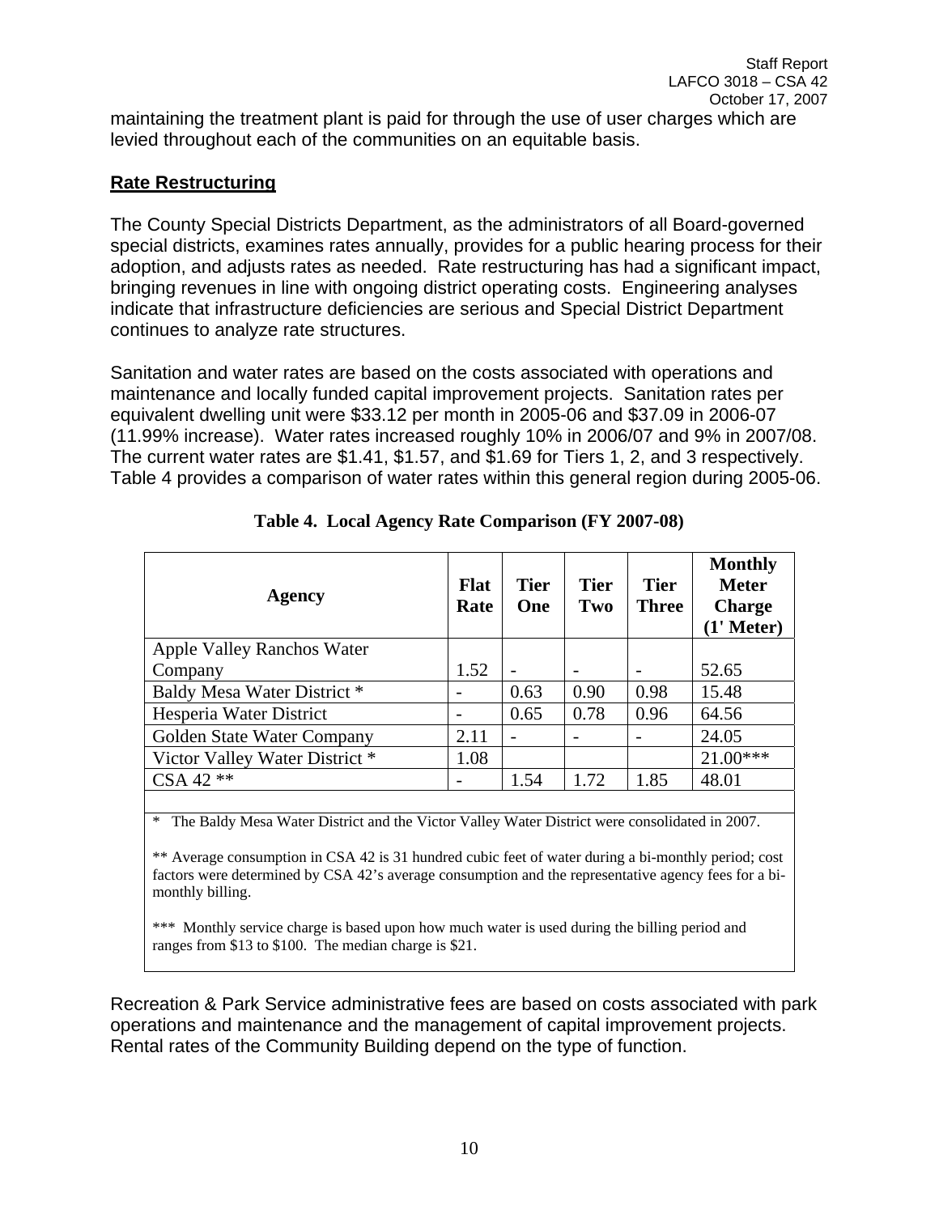maintaining the treatment plant is paid for through the use of user charges which are levied throughout each of the communities on an equitable basis.

## Rate Restructuring

The County Special Districts Department, as the administrators of all Board-governed special districts, examines rates annually, provides for a public hearing process for their adoption, and adjusts rates as needed. Rate restructuring has had a significant impact, bringing revenues in line with ongoing district operating costs. Engineering analyses indicate that infrastructure deficiencies are serious and Special District Department continues to analyze rate structures.

Sanitation and water rates are based on the costs associated with operations and maintenance and locally funded capital improvement projects. Sanitation rates per equivalent dwelling unit were $33.12 per month in 2005-06 and $37.09 in 2006-07 (11.99% increase). Water rates increased roughly 10% in 2006/07 and 9% in 2007/08. The current water rates are $1.41, $1.57, and $1.69 for Tiers 1, 2, and 3 respectively. Table 4 provides a comparison of water rates within this general region during 2005-06.

**Table 4. Local Agency Rate Comparison (FY 2007-08)**

| Agency | Flat Rate | Tier One | Tier Two | Tier Three | Monthly Meter Charge (1' Meter) |
|---|---|---|---|---|---|
| Apple Valley Ranchos Water Company | 1.52 | - | - | - | 52.65 |
| Baldy Mesa Water District * | - | 0.63 | 0.90 | 0.98 | 15.48 |
| Hesperia Water District | - | 0.65 | 0.78 | 0.96 | 64.56 |
| Golden State Water Company | 2.11 | - | - | - | 24.05 |
| Victor Valley Water District * | 1.08 | | | | 21.00*** |
| CSA 42 ** | - | 1.54 | 1.72 | 1.85 | 48.01 |

* The Baldy Mesa Water District and the Victor Valley Water District were consolidated in 2007.

** Average consumption in CSA 42 is 31 hundred cubic feet of water during a bi-monthly period; cost factors were determined by CSA 42's average consumption and the representative agency fees for a bi-monthly billing.

*** Monthly service charge is based upon how much water is used during the billing period and ranges from $13 to $100. The median charge is $21.

Recreation & Park Service administrative fees are based on costs associated with park operations and maintenance and the management of capital improvement projects. Rental rates of the Community Building depend on the type of function.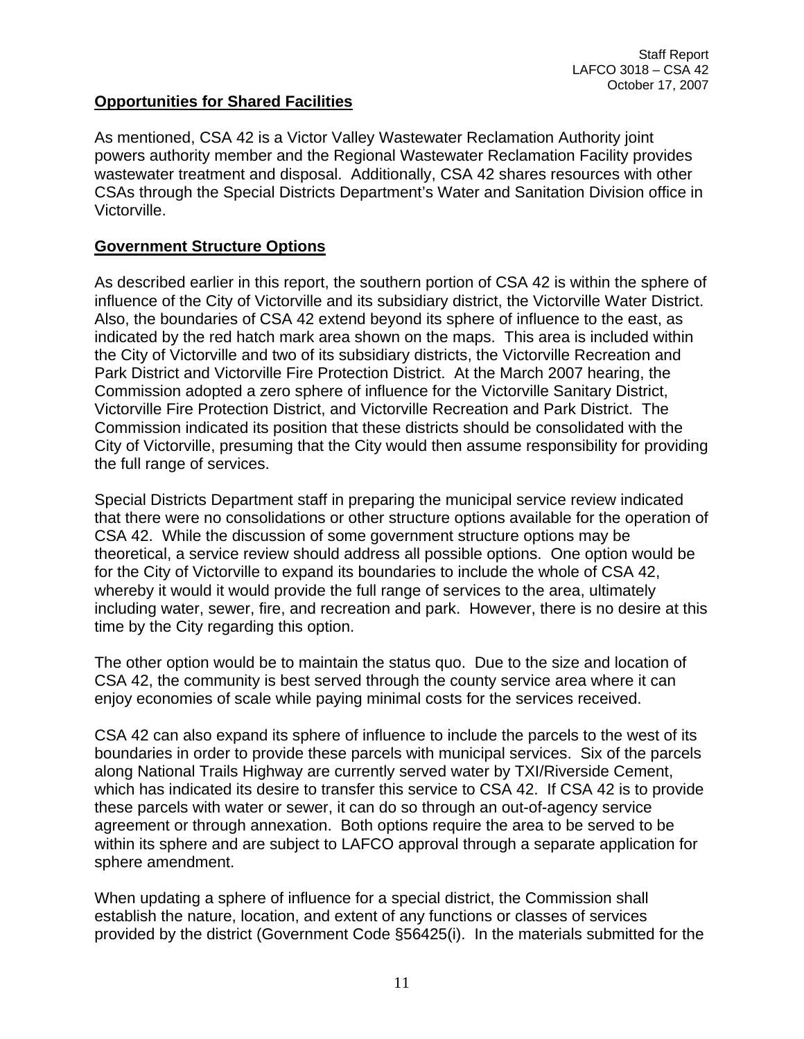**Opportunities for Shared Facilities**

As mentioned, CSA 42 is a Victor Valley Wastewater Reclamation Authority joint powers authority member and the Regional Wastewater Reclamation Facility provides wastewater treatment and disposal. Additionally, CSA 42 shares resources with other CSAs through the Special Districts Department's Water and Sanitation Division office in Victorville.

**Government Structure Options**

As described earlier in this report, the southern portion of CSA 42 is within the sphere of influence of the City of Victorville and its subsidiary district, the Victorville Water District. Also, the boundaries of CSA 42 extend beyond its sphere of influence to the east, as indicated by the red hatch mark area shown on the maps. This area is included within the City of Victorville and two of its subsidiary districts, the Victorville Recreation and Park District and Victorville Fire Protection District. At the March 2007 hearing, the Commission adopted a zero sphere of influence for the Victorville Sanitary District, Victorville Fire Protection District, and Victorville Recreation and Park District. The Commission indicated its position that these districts should be consolidated with the City of Victorville, presuming that the City would then assume responsibility for providing the full range of services.

Special Districts Department staff in preparing the municipal service review indicated that there were no consolidations or other structure options available for the operation of CSA 42. While the discussion of some government structure options may be theoretical, a service review should address all possible options. One option would be for the City of Victorville to expand its boundaries to include the whole of CSA 42, whereby it would it would provide the full range of services to the area, ultimately including water, sewer, fire, and recreation and park. However, there is no desire at this time by the City regarding this option.

The other option would be to maintain the status quo. Due to the size and location of CSA 42, the community is best served through the county service area where it can enjoy economies of scale while paying minimal costs for the services received.

CSA 42 can also expand its sphere of influence to include the parcels to the west of its boundaries in order to provide these parcels with municipal services. Six of the parcels along National Trails Highway are currently served water by TXI/Riverside Cement, which has indicated its desire to transfer this service to CSA 42. If CSA 42 is to provide these parcels with water or sewer, it can do so through an out-of-agency service agreement or through annexation. Both options require the area to be served to be within its sphere and are subject to LAFCO approval through a separate application for sphere amendment.

When updating a sphere of influence for a special district, the Commission shall establish the nature, location, and extent of any functions or classes of services provided by the district (Government Code §56425(i). In the materials submitted for the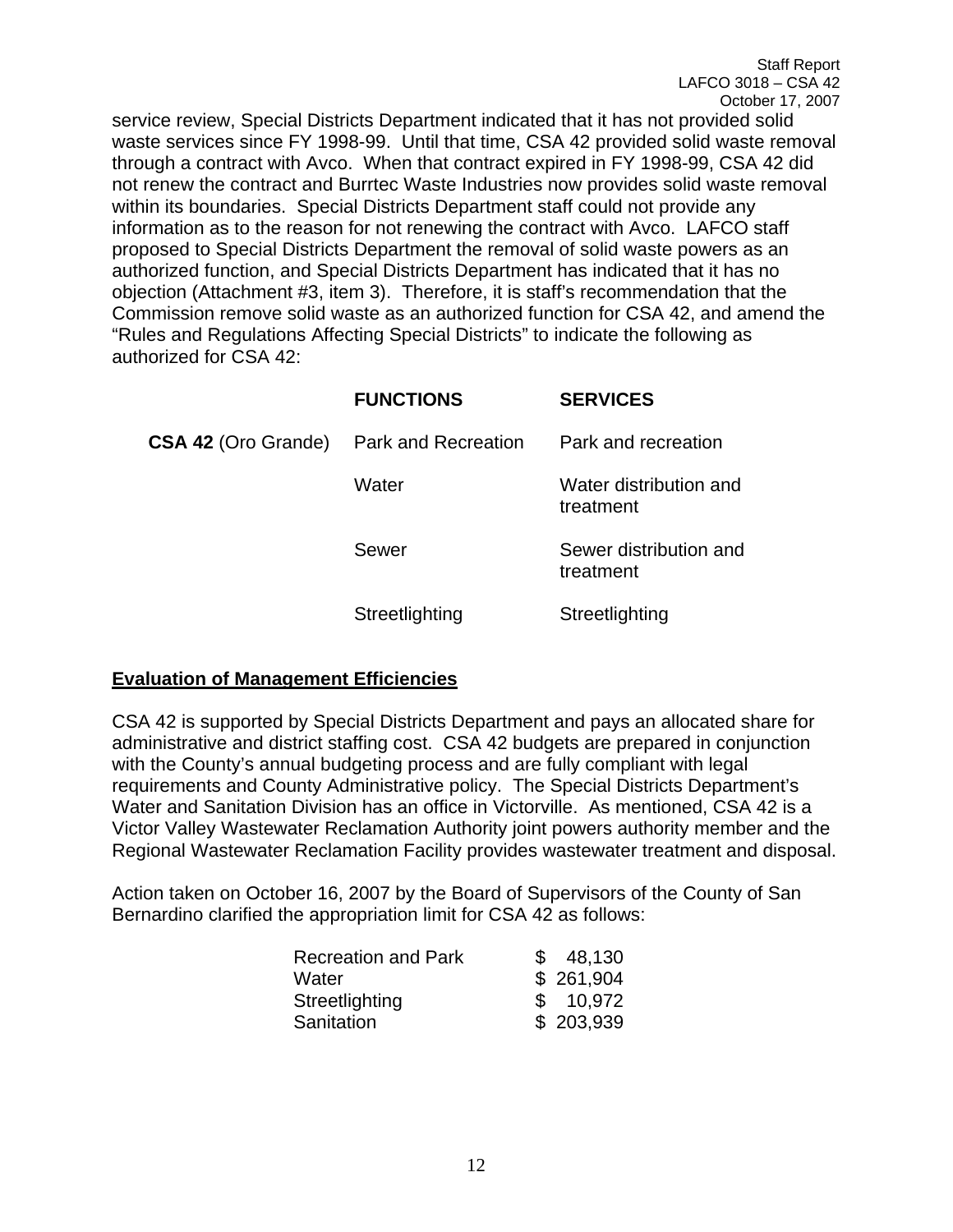service review, Special Districts Department indicated that it has not provided solid waste services since FY 1998-99. Until that time, CSA 42 provided solid waste removal through a contract with Avco. When that contract expired in FY 1998-99, CSA 42 did not renew the contract and Burrtec Waste Industries now provides solid waste removal within its boundaries. Special Districts Department staff could not provide any information as to the reason for not renewing the contract with Avco. LAFCO staff proposed to Special Districts Department the removal of solid waste powers as an authorized function, and Special Districts Department has indicated that it has no objection (Attachment #3, item 3). Therefore, it is staff's recommendation that the Commission remove solid waste as an authorized function for CSA 42, and amend the "Rules and Regulations Affecting Special Districts" to indicate the following as authorized for CSA 42:

| | **FUNCTIONS** | **SERVICES** |
|---|---|---|
| **CSA 42** (Oro Grande) | Park and Recreation | Park and recreation |
| | Water | Water distribution and treatment |
| | Sewer | Sewer distribution and treatment |
| | Streetlighting | Streetlighting |

## Evaluation of Management Efficiencies

CSA 42 is supported by Special Districts Department and pays an allocated share for administrative and district staffing cost. CSA 42 budgets are prepared in conjunction with the County's annual budgeting process and are fully compliant with legal requirements and County Administrative policy. The Special Districts Department's Water and Sanitation Division has an office in Victorville. As mentioned, CSA 42 is a Victor Valley Wastewater Reclamation Authority joint powers authority member and the Regional Wastewater Reclamation Facility provides wastewater treatment and disposal.

Action taken on October 16, 2007 by the Board of Supervisors of the County of San Bernardino clarified the appropriation limit for CSA 42 as follows:

| | |
|---|---|
| Recreation and Park | $ 48,130 |
| Water | $ 261,904 |
| Streetlighting | $ 10,972 |
| Sanitation | $ 203,939 |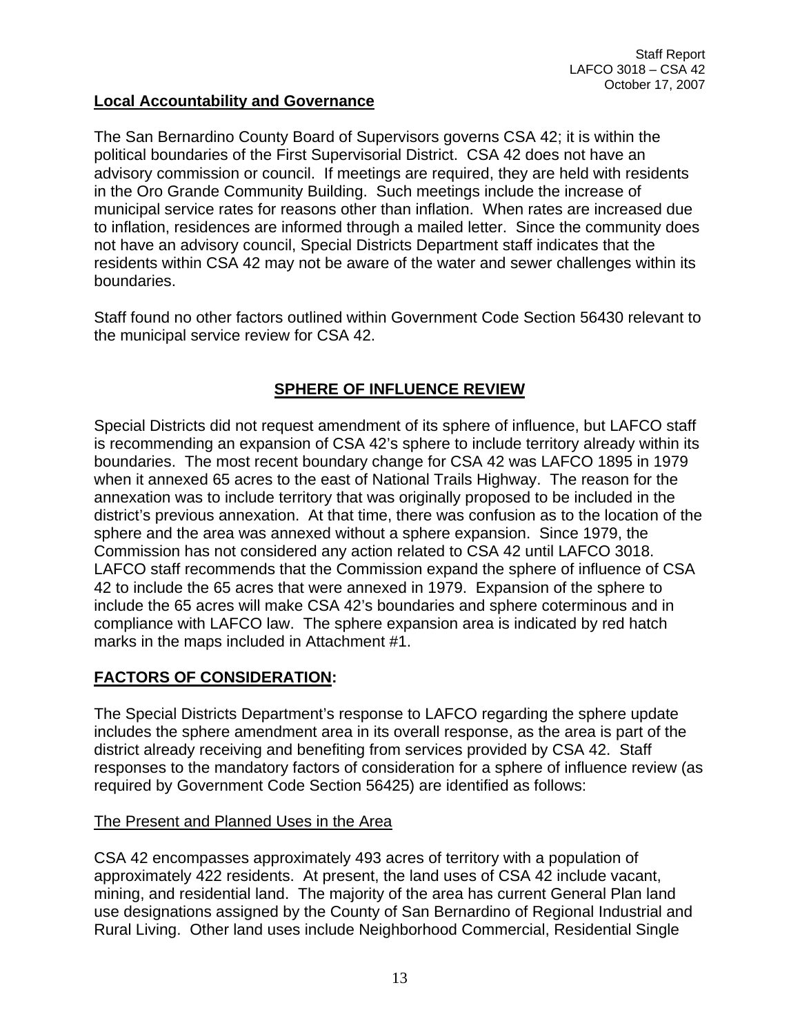**Local Accountability and Governance**

The San Bernardino County Board of Supervisors governs CSA 42; it is within the political boundaries of the First Supervisorial District. CSA 42 does not have an advisory commission or council. If meetings are required, they are held with residents in the Oro Grande Community Building. Such meetings include the increase of municipal service rates for reasons other than inflation. When rates are increased due to inflation, residences are informed through a mailed letter. Since the community does not have an advisory council, Special Districts Department staff indicates that the residents within CSA 42 may not be aware of the water and sewer challenges within its boundaries.

Staff found no other factors outlined within Government Code Section 56430 relevant to the municipal service review for CSA 42.

## SPHERE OF INFLUENCE REVIEW

Special Districts did not request amendment of its sphere of influence, but LAFCO staff is recommending an expansion of CSA 42's sphere to include territory already within its boundaries. The most recent boundary change for CSA 42 was LAFCO 1895 in 1979 when it annexed 65 acres to the east of National Trails Highway. The reason for the annexation was to include territory that was originally proposed to be included in the district's previous annexation. At that time, there was confusion as to the location of the sphere and the area was annexed without a sphere expansion. Since 1979, the Commission has not considered any action related to CSA 42 until LAFCO 3018. LAFCO staff recommends that the Commission expand the sphere of influence of CSA 42 to include the 65 acres that were annexed in 1979. Expansion of the sphere to include the 65 acres will make CSA 42's boundaries and sphere coterminous and in compliance with LAFCO law. The sphere expansion area is indicated by red hatch marks in the maps included in Attachment #1.

**FACTORS OF CONSIDERATION:**

The Special Districts Department's response to LAFCO regarding the sphere update includes the sphere amendment area in its overall response, as the area is part of the district already receiving and benefiting from services provided by CSA 42. Staff responses to the mandatory factors of consideration for a sphere of influence review (as required by Government Code Section 56425) are identified as follows:

The Present and Planned Uses in the Area

CSA 42 encompasses approximately 493 acres of territory with a population of approximately 422 residents. At present, the land uses of CSA 42 include vacant, mining, and residential land. The majority of the area has current General Plan land use designations assigned by the County of San Bernardino of Regional Industrial and Rural Living. Other land uses include Neighborhood Commercial, Residential Single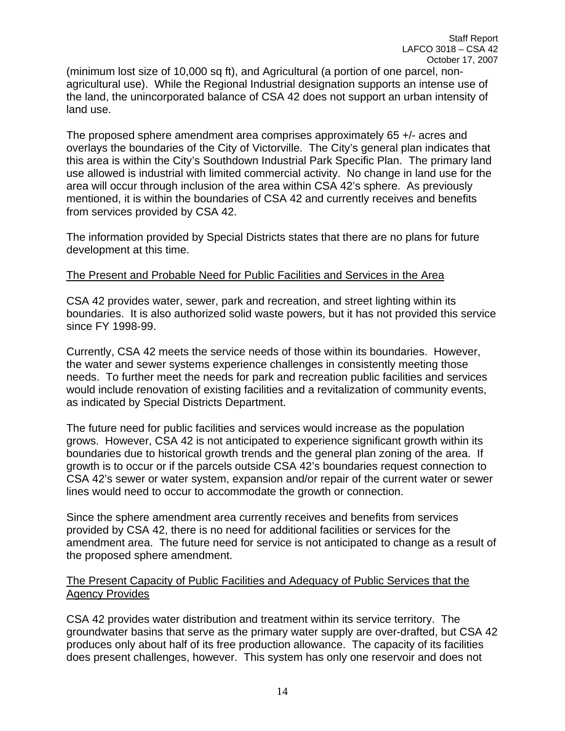(minimum lost size of 10,000 sq ft), and Agricultural (a portion of one parcel, non-agricultural use). While the Regional Industrial designation supports an intense use of the land, the unincorporated balance of CSA 42 does not support an urban intensity of land use.

The proposed sphere amendment area comprises approximately 65 +/- acres and overlays the boundaries of the City of Victorville. The City's general plan indicates that this area is within the City's Southdown Industrial Park Specific Plan. The primary land use allowed is industrial with limited commercial activity. No change in land use for the area will occur through inclusion of the area within CSA 42's sphere. As previously mentioned, it is within the boundaries of CSA 42 and currently receives and benefits from services provided by CSA 42.

The information provided by Special Districts states that there are no plans for future development at this time.

<u>The Present and Probable Need for Public Facilities and Services in the Area</u>

CSA 42 provides water, sewer, park and recreation, and street lighting within its boundaries. It is also authorized solid waste powers, but it has not provided this service since FY 1998-99.

Currently, CSA 42 meets the service needs of those within its boundaries. However, the water and sewer systems experience challenges in consistently meeting those needs. To further meet the needs for park and recreation public facilities and services would include renovation of existing facilities and a revitalization of community events, as indicated by Special Districts Department.

The future need for public facilities and services would increase as the population grows. However, CSA 42 is not anticipated to experience significant growth within its boundaries due to historical growth trends and the general plan zoning of the area. If growth is to occur or if the parcels outside CSA 42's boundaries request connection to CSA 42's sewer or water system, expansion and/or repair of the current water or sewer lines would need to occur to accommodate the growth or connection.

Since the sphere amendment area currently receives and benefits from services provided by CSA 42, there is no need for additional facilities or services for the amendment area. The future need for service is not anticipated to change as a result of the proposed sphere amendment.

<u>The Present Capacity of Public Facilities and Adequacy of Public Services that the Agency Provides</u>

CSA 42 provides water distribution and treatment within its service territory. The groundwater basins that serve as the primary water supply are over-drafted, but CSA 42 produces only about half of its free production allowance. The capacity of its facilities does present challenges, however. This system has only one reservoir and does not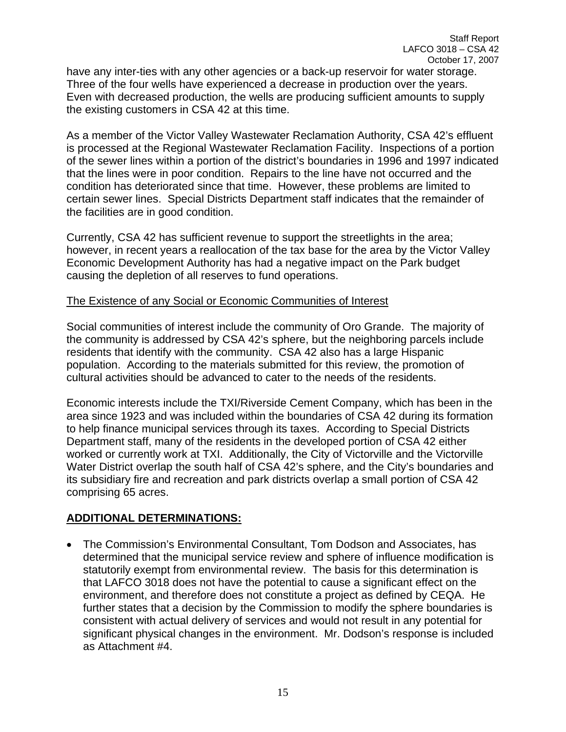have any inter-ties with any other agencies or a back-up reservoir for water storage. Three of the four wells have experienced a decrease in production over the years. Even with decreased production, the wells are producing sufficient amounts to supply the existing customers in CSA 42 at this time.

As a member of the Victor Valley Wastewater Reclamation Authority, CSA 42's effluent is processed at the Regional Wastewater Reclamation Facility. Inspections of a portion of the sewer lines within a portion of the district's boundaries in 1996 and 1997 indicated that the lines were in poor condition. Repairs to the line have not occurred and the condition has deteriorated since that time. However, these problems are limited to certain sewer lines. Special Districts Department staff indicates that the remainder of the facilities are in good condition.

Currently, CSA 42 has sufficient revenue to support the streetlights in the area; however, in recent years a reallocation of the tax base for the area by the Victor Valley Economic Development Authority has had a negative impact on the Park budget causing the depletion of all reserves to fund operations.

<u>The Existence of any Social or Economic Communities of Interest</u>

Social communities of interest include the community of Oro Grande. The majority of the community is addressed by CSA 42's sphere, but the neighboring parcels include residents that identify with the community. CSA 42 also has a large Hispanic population. According to the materials submitted for this review, the promotion of cultural activities should be advanced to cater to the needs of the residents.

Economic interests include the TXI/Riverside Cement Company, which has been in the area since 1923 and was included within the boundaries of CSA 42 during its formation to help finance municipal services through its taxes. According to Special Districts Department staff, many of the residents in the developed portion of CSA 42 either worked or currently work at TXI. Additionally, the City of Victorville and the Victorville Water District overlap the south half of CSA 42's sphere, and the City's boundaries and its subsidiary fire and recreation and park districts overlap a small portion of CSA 42 comprising 65 acres.

## **<u>ADDITIONAL DETERMINATIONS:</u>**

- The Commission's Environmental Consultant, Tom Dodson and Associates, has determined that the municipal service review and sphere of influence modification is statutorily exempt from environmental review. The basis for this determination is that LAFCO 3018 does not have the potential to cause a significant effect on the environment, and therefore does not constitute a project as defined by CEQA. He further states that a decision by the Commission to modify the sphere boundaries is consistent with actual delivery of services and would not result in any potential for significant physical changes in the environment. Mr. Dodson's response is included as Attachment #4.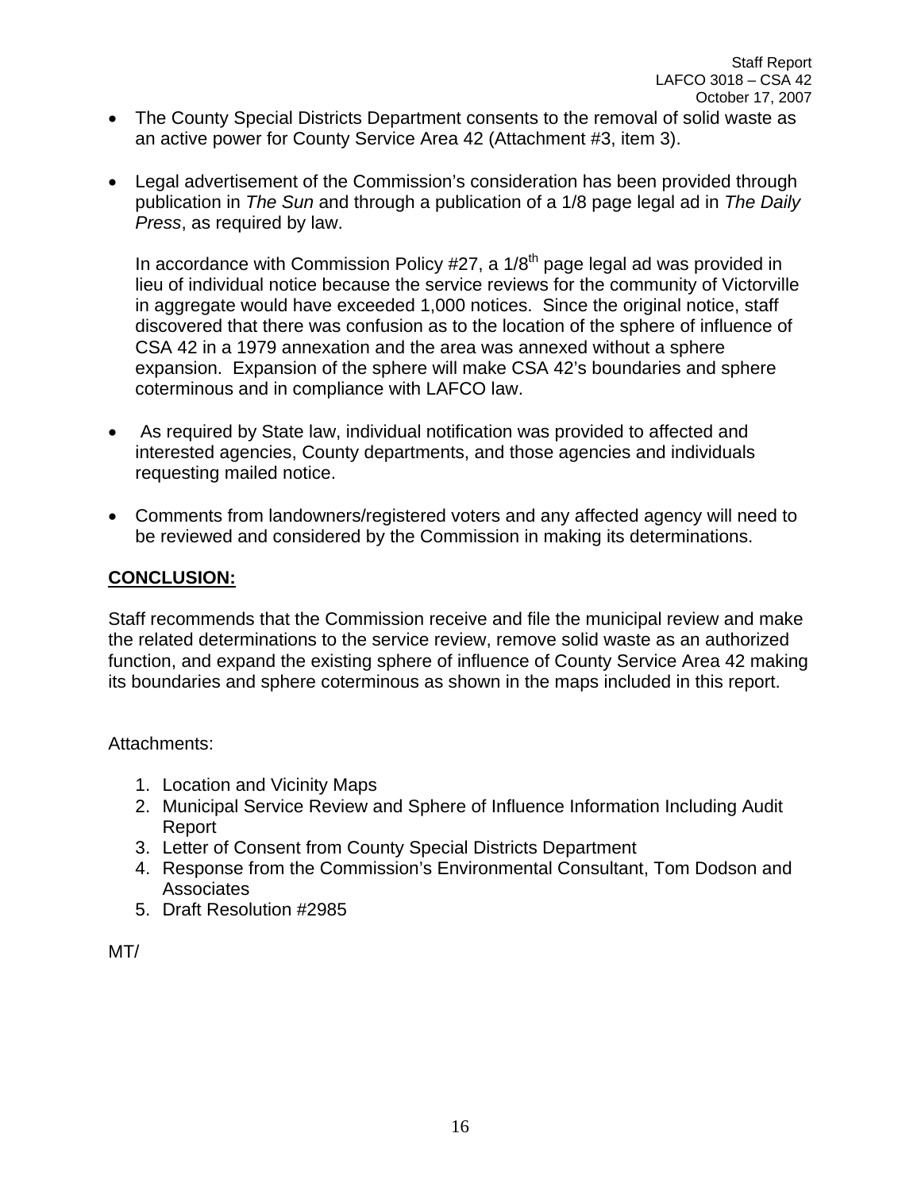- The County Special Districts Department consents to the removal of solid waste as an active power for County Service Area 42 (Attachment #3, item 3).

- Legal advertisement of the Commission's consideration has been provided through publication in *The Sun* and through a publication of a 1/8 page legal ad in *The Daily Press*, as required by law.

  In accordance with Commission Policy #27, a 1/8th page legal ad was provided in lieu of individual notice because the service reviews for the community of Victorville in aggregate would have exceeded 1,000 notices. Since the original notice, staff discovered that there was confusion as to the location of the sphere of influence of CSA 42 in a 1979 annexation and the area was annexed without a sphere expansion. Expansion of the sphere will make CSA 42's boundaries and sphere coterminous and in compliance with LAFCO law.

- As required by State law, individual notification was provided to affected and interested agencies, County departments, and those agencies and individuals requesting mailed notice.

- Comments from landowners/registered voters and any affected agency will need to be reviewed and considered by the Commission in making its determinations.

## CONCLUSION:

Staff recommends that the Commission receive and file the municipal review and make the related determinations to the service review, remove solid waste as an authorized function, and expand the existing sphere of influence of County Service Area 42 making its boundaries and sphere coterminous as shown in the maps included in this report.

Attachments:

1. Location and Vicinity Maps
2. Municipal Service Review and Sphere of Influence Information Including Audit Report
3. Letter of Consent from County Special Districts Department
4. Response from the Commission's Environmental Consultant, Tom Dodson and Associates
5. Draft Resolution #2985

MT/